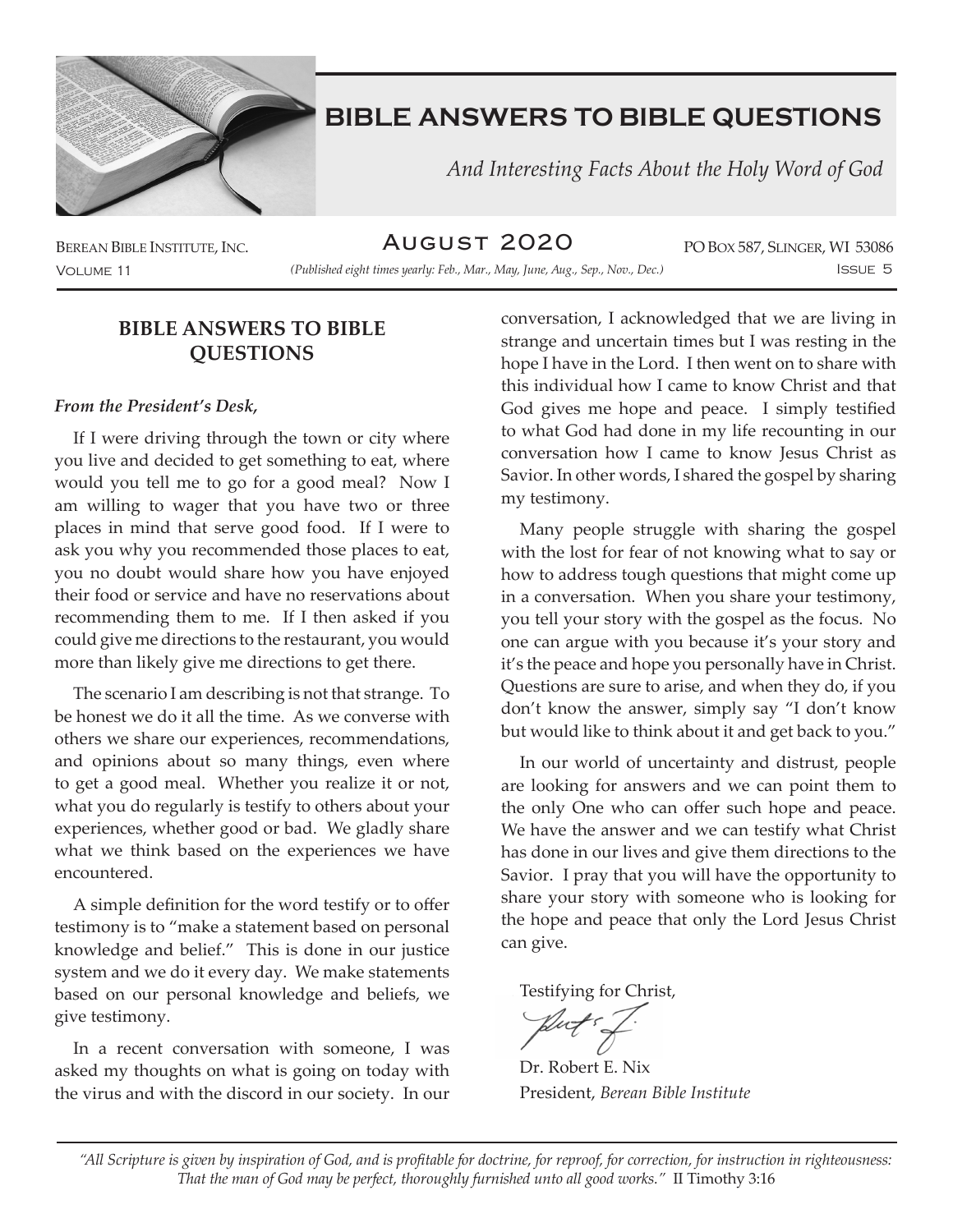# BIBLE ANSWERS TO BIBLE QUESTIONS

*And Interesting Facts About the Holy Word of God*

Berean Bible Institute, Inc. | August 2020 | PO Box 587, Slinger, WI 53086
Volume 11 | *(Published eight times yearly: Feb., Mar., May, June, Aug., Sep., Nov., Dec.)* | Issue 5

## BIBLE ANSWERS TO BIBLE QUESTIONS

***From the President's Desk,***

If I were driving through the town or city where you live and decided to get something to eat, where would you tell me to go for a good meal? Now I am willing to wager that you have two or three places in mind that serve good food. If I were to ask you why you recommended those places to eat, you no doubt would share how you have enjoyed their food or service and have no reservations about recommending them to me. If I then asked if you could give me directions to the restaurant, you would more than likely give me directions to get there.

The scenario I am describing is not that strange. To be honest we do it all the time. As we converse with others we share our experiences, recommendations, and opinions about so many things, even where to get a good meal. Whether you realize it or not, what you do regularly is testify to others about your experiences, whether good or bad. We gladly share what we think based on the experiences we have encountered.

A simple definition for the word testify or to offer testimony is to "make a statement based on personal knowledge and belief." This is done in our justice system and we do it every day. We make statements based on our personal knowledge and beliefs, we give testimony.

In a recent conversation with someone, I was asked my thoughts on what is going on today with the virus and with the discord in our society. In our conversation, I acknowledged that we are living in strange and uncertain times but I was resting in the hope I have in the Lord. I then went on to share with this individual how I came to know Christ and that God gives me hope and peace. I simply testified to what God had done in my life recounting in our conversation how I came to know Jesus Christ as Savior. In other words, I shared the gospel by sharing my testimony.

Many people struggle with sharing the gospel with the lost for fear of not knowing what to say or how to address tough questions that might come up in a conversation. When you share your testimony, you tell your story with the gospel as the focus. No one can argue with you because it's your story and it's the peace and hope you personally have in Christ. Questions are sure to arise, and when they do, if you don't know the answer, simply say "I don't know but would like to think about it and get back to you."

In our world of uncertainty and distrust, people are looking for answers and we can point them to the only One who can offer such hope and peace. We have the answer and we can testify what Christ has done in our lives and give them directions to the Savior. I pray that you will have the opportunity to share your story with someone who is looking for the hope and peace that only the Lord Jesus Christ can give.

Testifying for Christ,

Dr. Robert E. Nix
President, *Berean Bible Institute*

---

*"All Scripture is given by inspiration of God, and is profitable for doctrine, for reproof, for correction, for instruction in righteousness: That the man of God may be perfect, thoroughly furnished unto all good works."* II Timothy 3:16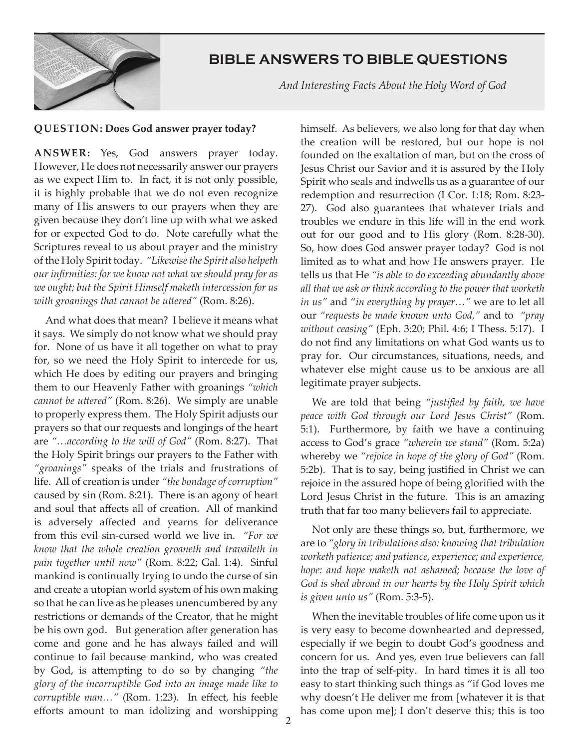# BIBLE ANSWERS TO BIBLE QUESTIONS

*And Interesting Facts About the Holy Word of God*

**QUESTION: Does God answer prayer today?**

**ANSWER:** Yes, God answers prayer today. However, He does not necessarily answer our prayers as we expect Him to. In fact, it is not only possible, it is highly probable that we do not even recognize many of His answers to our prayers when they are given because they don't line up with what we asked for or expected God to do. Note carefully what the Scriptures reveal to us about prayer and the ministry of the Holy Spirit today. *"Likewise the Spirit also helpeth our infirmities: for we know not what we should pray for as we ought; but the Spirit Himself maketh intercession for us with groanings that cannot be uttered"* (Rom. 8:26).

And what does that mean? I believe it means what it says. We simply do not know what we should pray for. None of us have it all together on what to pray for, so we need the Holy Spirit to intercede for us, which He does by editing our prayers and bringing them to our Heavenly Father with groanings *"which cannot be uttered"* (Rom. 8:26). We simply are unable to properly express them. The Holy Spirit adjusts our prayers so that our requests and longings of the heart are *"…according to the will of God"* (Rom. 8:27). That the Holy Spirit brings our prayers to the Father with *"groanings"* speaks of the trials and frustrations of life. All of creation is under *"the bondage of corruption"* caused by sin (Rom. 8:21). There is an agony of heart and soul that affects all of creation. All of mankind is adversely affected and yearns for deliverance from this evil sin-cursed world we live in. *"For we know that the whole creation groaneth and travaileth in pain together until now"* (Rom. 8:22; Gal. 1:4). Sinful mankind is continually trying to undo the curse of sin and create a utopian world system of his own making so that he can live as he pleases unencumbered by any restrictions or demands of the Creator, that he might be his own god. But generation after generation has come and gone and he has always failed and will continue to fail because mankind, who was created by God, is attempting to do so by changing *"the glory of the incorruptible God into an image made like to corruptible man…"* (Rom. 1:23). In effect, his feeble efforts amount to man idolizing and worshipping himself. As believers, we also long for that day when the creation will be restored, but our hope is not founded on the exaltation of man, but on the cross of Jesus Christ our Savior and it is assured by the Holy Spirit who seals and indwells us as a guarantee of our redemption and resurrection (I Cor. 1:18; Rom. 8:23-27). God also guarantees that whatever trials and troubles we endure in this life will in the end work out for our good and to His glory (Rom. 8:28-30). So, how does God answer prayer today? God is not limited as to what and how He answers prayer. He tells us that He *"is able to do exceeding abundantly above all that we ask or think according to the power that worketh in us"* and "*in everything by prayer…"* we are to let all our *"requests be made known unto God,"* and to *"pray without ceasing"* (Eph. 3:20; Phil. 4:6; I Thess. 5:17). I do not find any limitations on what God wants us to pray for. Our circumstances, situations, needs, and whatever else might cause us to be anxious are all legitimate prayer subjects.

We are told that being *"justified by faith, we have peace with God through our Lord Jesus Christ"* (Rom. 5:1). Furthermore, by faith we have a continuing access to God's grace *"wherein we stand"* (Rom. 5:2a) whereby we *"rejoice in hope of the glory of God"* (Rom. 5:2b). That is to say, being justified in Christ we can rejoice in the assured hope of being glorified with the Lord Jesus Christ in the future. This is an amazing truth that far too many believers fail to appreciate.

Not only are these things so, but, furthermore, we are to *"glory in tribulations also: knowing that tribulation worketh patience; and patience, experience; and experience, hope: and hope maketh not ashamed; because the love of God is shed abroad in our hearts by the Holy Spirit which is given unto us"* (Rom. 5:3-5).

When the inevitable troubles of life come upon us it is very easy to become downhearted and depressed, especially if we begin to doubt God's goodness and concern for us. And yes, even true believers can fall into the trap of self-pity. In hard times it is all too easy to start thinking such things as "if God loves me why doesn't He deliver me from [whatever it is that has come upon me]; I don't deserve this; this is too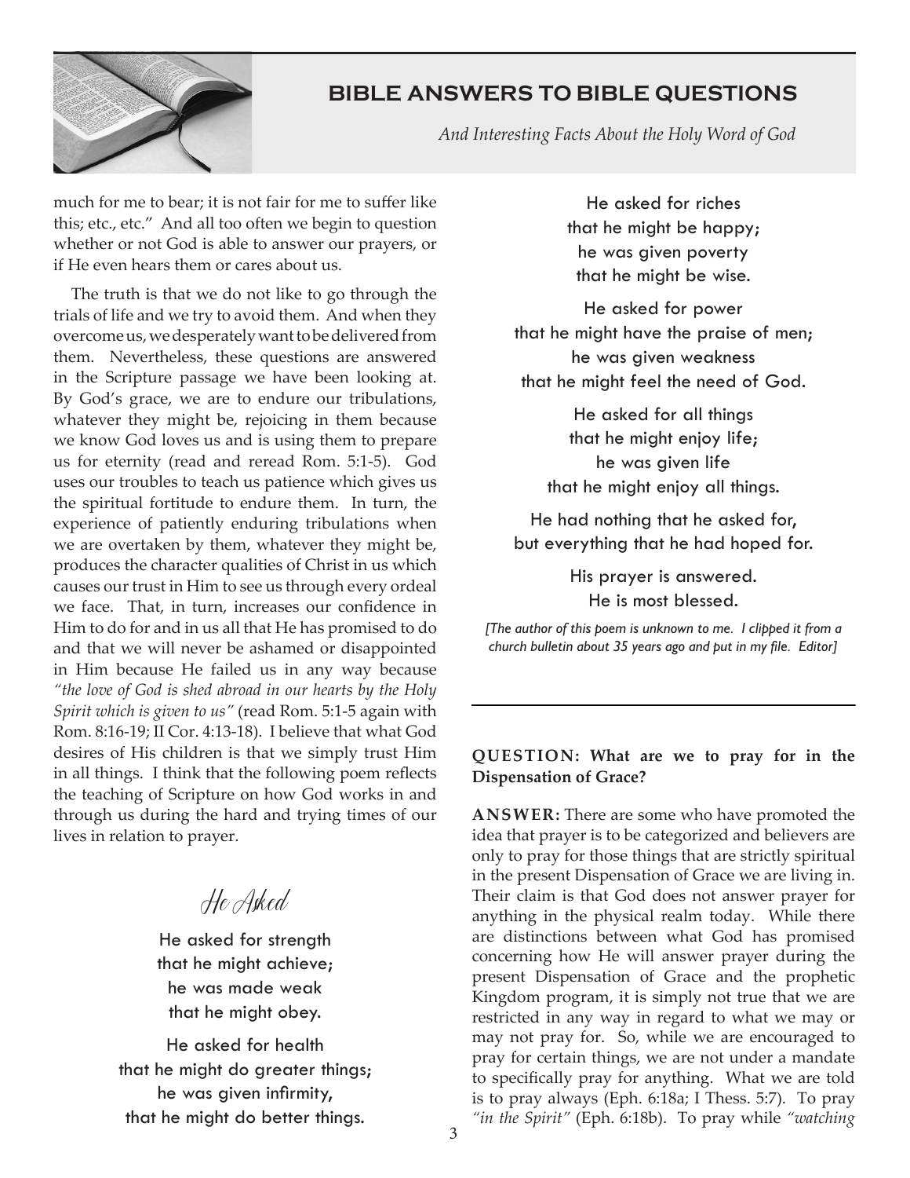much for me to bear; it is not fair for me to suffer like this; etc., etc." And all too often we begin to question whether or not God is able to answer our prayers, or if He even hears them or cares about us.

The truth is that we do not like to go through the trials of life and we try to avoid them. And when they overcome us, we desperately want to be delivered from them. Nevertheless, these questions are answered in the Scripture passage we have been looking at. By God's grace, we are to endure our tribulations, whatever they might be, rejoicing in them because we know God loves us and is using them to prepare us for eternity (read and reread Rom. 5:1-5). God uses our troubles to teach us patience which gives us the spiritual fortitude to endure them. In turn, the experience of patiently enduring tribulations when we are overtaken by them, whatever they might be, produces the character qualities of Christ in us which causes our trust in Him to see us through every ordeal we face. That, in turn, increases our confidence in Him to do for and in us all that He has promised to do and that we will never be ashamed or disappointed in Him because He failed us in any way because *"the love of God is shed abroad in our hearts by the Holy Spirit which is given to us"* (read Rom. 5:1-5 again with Rom. 8:16-19; II Cor. 4:13-18). I believe that what God desires of His children is that we simply trust Him in all things. I think that the following poem reflects the teaching of Scripture on how God works in and through us during the hard and trying times of our lives in relation to prayer.

## He Asked

He asked for strength
that he might achieve;
he was made weak
that he might obey.

He asked for health
that he might do greater things;
he was given infirmity,
that he might do better things.

He asked for riches
that he might be happy;
he was given poverty
that he might be wise.

He asked for power
that he might have the praise of men;
he was given weakness
that he might feel the need of God.

He asked for all things
that he might enjoy life;
he was given life
that he might enjoy all things.

He had nothing that he asked for,
but everything that he had hoped for.

His prayer is answered.
He is most blessed.

*[The author of this poem is unknown to me. I clipped it from a church bulletin about 35 years ago and put in my file. Editor]*

---

**QUESTION: What are we to pray for in the Dispensation of Grace?**

**ANSWER:** There are some who have promoted the idea that prayer is to be categorized and believers are only to pray for those things that are strictly spiritual in the present Dispensation of Grace we are living in. Their claim is that God does not answer prayer for anything in the physical realm today. While there are distinctions between what God has promised concerning how He will answer prayer during the present Dispensation of Grace and the prophetic Kingdom program, it is simply not true that we are restricted in any way in regard to what we may or may not pray for. So, while we are encouraged to pray for certain things, we are not under a mandate to specifically pray for anything. What we are told is to pray always (Eph. 6:18a; I Thess. 5:7). To pray *"in the Spirit"* (Eph. 6:18b). To pray while *"watching*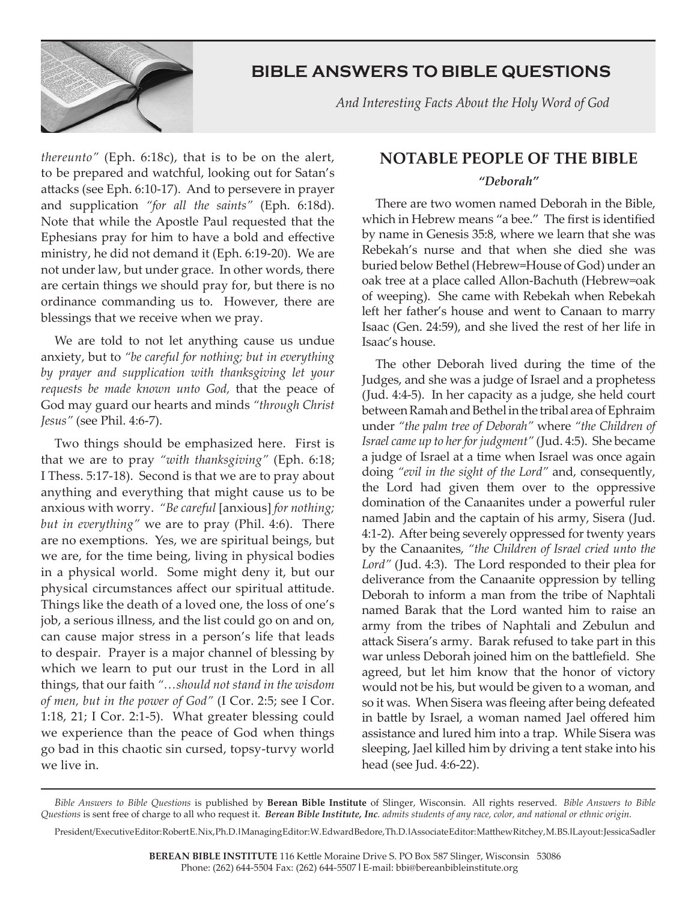*thereunto"* (Eph. 6:18c), that is to be on the alert, to be prepared and watchful, looking out for Satan's attacks (see Eph. 6:10-17). And to persevere in prayer and supplication *"for all the saints"* (Eph. 6:18d). Note that while the Apostle Paul requested that the Ephesians pray for him to have a bold and effective ministry, he did not demand it (Eph. 6:19-20). We are not under law, but under grace. In other words, there are certain things we should pray for, but there is no ordinance commanding us to. However, there are blessings that we receive when we pray.

We are told to not let anything cause us undue anxiety, but to *"be careful for nothing; but in everything by prayer and supplication with thanksgiving let your requests be made known unto God,* that the peace of God may guard our hearts and minds *"through Christ Jesus"* (see Phil. 4:6-7).

Two things should be emphasized here. First is that we are to pray *"with thanksgiving"* (Eph. 6:18; I Thess. 5:17-18). Second is that we are to pray about anything and everything that might cause us to be anxious with worry. *"Be careful* [anxious] *for nothing; but in everything"* we are to pray (Phil. 4:6). There are no exemptions. Yes, we are spiritual beings, but we are, for the time being, living in physical bodies in a physical world. Some might deny it, but our physical circumstances affect our spiritual attitude. Things like the death of a loved one, the loss of one's job, a serious illness, and the list could go on and on, can cause major stress in a person's life that leads to despair. Prayer is a major channel of blessing by which we learn to put our trust in the Lord in all things, that our faith *"…should not stand in the wisdom of men, but in the power of God"* (I Cor. 2:5; see I Cor. 1:18, 21; I Cor. 2:1-5). What greater blessing could we experience than the peace of God when things go bad in this chaotic sin cursed, topsy-turvy world we live in.

## NOTABLE PEOPLE OF THE BIBLE

***"Deborah"***

There are two women named Deborah in the Bible, which in Hebrew means "a bee." The first is identified by name in Genesis 35:8, where we learn that she was Rebekah's nurse and that when she died she was buried below Bethel (Hebrew=House of God) under an oak tree at a place called Allon-Bachuth (Hebrew=oak of weeping). She came with Rebekah when Rebekah left her father's house and went to Canaan to marry Isaac (Gen. 24:59), and she lived the rest of her life in Isaac's house.

The other Deborah lived during the time of the Judges, and she was a judge of Israel and a prophetess (Jud. 4:4-5). In her capacity as a judge, she held court between Ramah and Bethel in the tribal area of Ephraim under *"the palm tree of Deborah"* where *"the Children of Israel came up to her for judgment"* (Jud. 4:5). She became a judge of Israel at a time when Israel was once again doing *"evil in the sight of the Lord"* and, consequently, the Lord had given them over to the oppressive domination of the Canaanites under a powerful ruler named Jabin and the captain of his army, Sisera (Jud. 4:1-2). After being severely oppressed for twenty years by the Canaanites, *"the Children of Israel cried unto the Lord"* (Jud. 4:3). The Lord responded to their plea for deliverance from the Canaanite oppression by telling Deborah to inform a man from the tribe of Naphtali named Barak that the Lord wanted him to raise an army from the tribes of Naphtali and Zebulun and attack Sisera's army. Barak refused to take part in this war unless Deborah joined him on the battlefield. She agreed, but let him know that the honor of victory would not be his, but would be given to a woman, and so it was. When Sisera was fleeing after being defeated in battle by Israel, a woman named Jael offered him assistance and lured him into a trap. While Sisera was sleeping, Jael killed him by driving a tent stake into his head (see Jud. 4:6-22).

---

*Bible Answers to Bible Questions* is published by **Berean Bible Institute** of Slinger, Wisconsin. All rights reserved. *Bible Answers to Bible Questions* is sent free of charge to all who request it. ***Berean Bible Institute, Inc****. admits students of any race, color, and national or ethnic origin.*

President/Executive Editor: Robert E. Nix, Ph.D. | Managing Editor: W. Edward Bedore, Th.D. | Associate Editor: Matthew Ritchey, M.BS. | Layout: Jessica Sadler

**BEREAN BIBLE INSTITUTE** 116 Kettle Moraine Drive S. PO Box 587 Slinger, Wisconsin 53086
Phone: (262) 644-5504 Fax: (262) 644-5507 | E-mail: bbi@bereanbibleinstitute.org